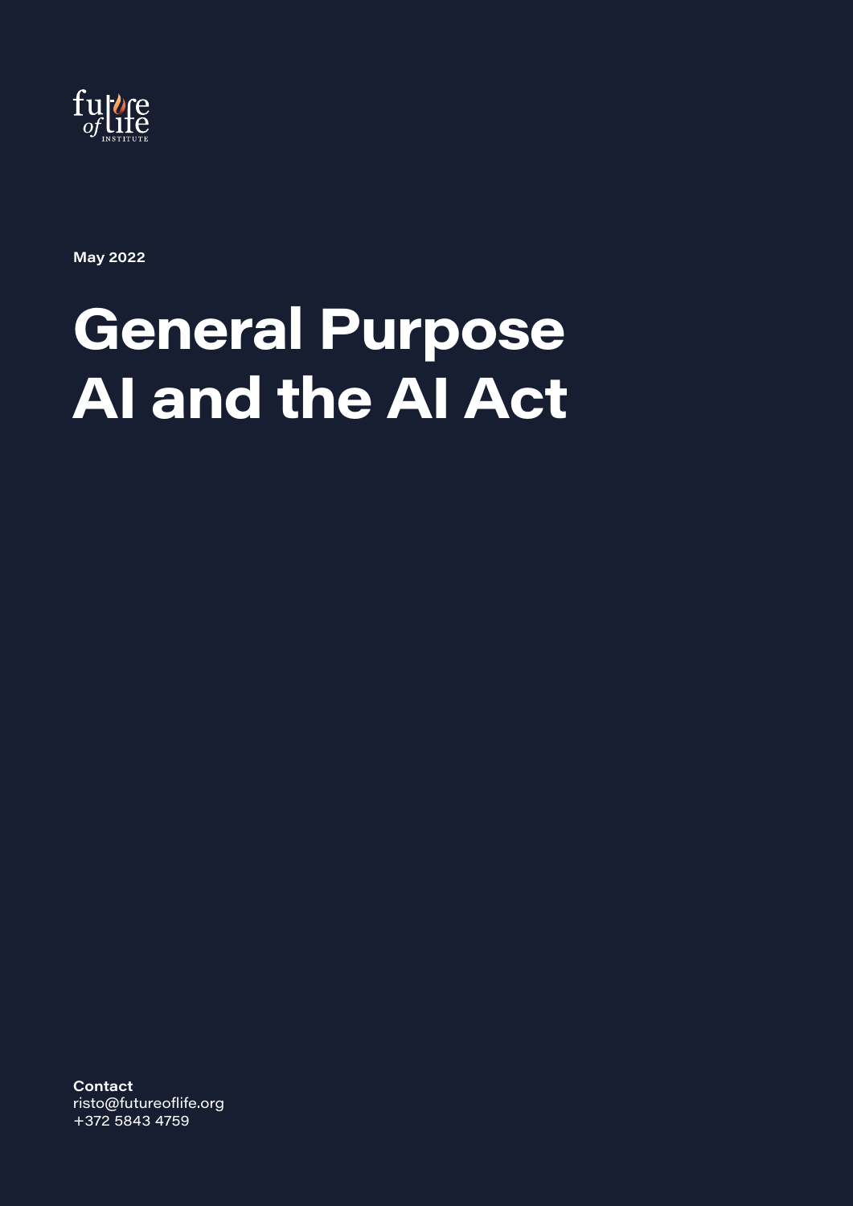future of life INSTITUTE

**May 2022**

# General Purpose AI and the AI Act

**Contact**
risto@futureoflife.org
+372 5843 4759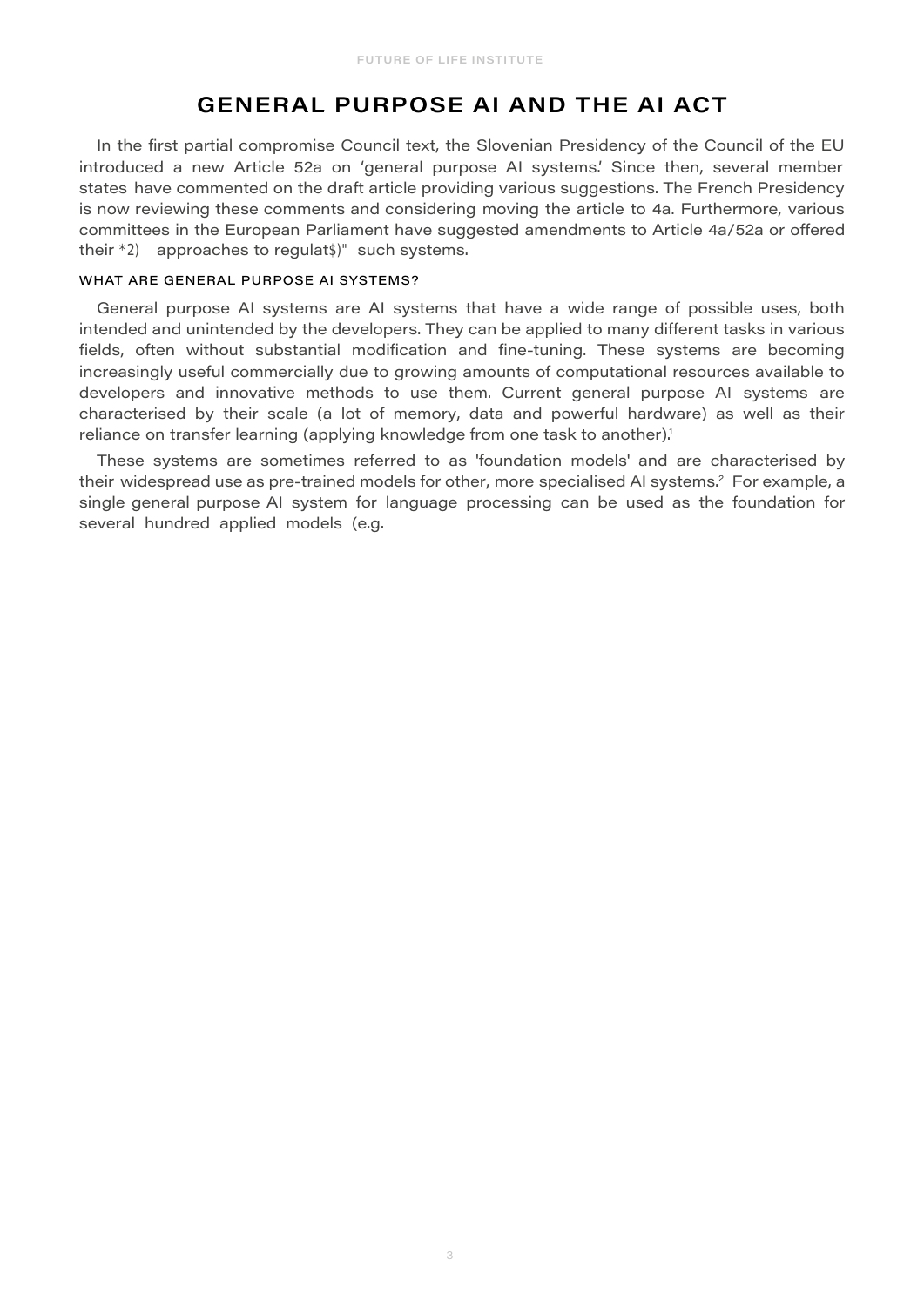# GENERAL PURPOSE AI AND THE AI ACT

In the first partial compromise Council text, the Slovenian Presidency of the Council of the EU introduced a new Article 52a on 'general purpose AI systems.' Since then, several member states have commented on the draft article providing various suggestions. The French Presidency is now reviewing these comments and considering moving the article to 4a. Furthermore, various committees in the European Parliament have suggested amendments to Article 4a/52a or offered their *2) approaches to regulat$)" such systems.

### WHAT ARE GENERAL PURPOSE AI SYSTEMS?

General purpose AI systems are AI systems that have a wide range of possible uses, both intended and unintended by the developers. They can be applied to many different tasks in various fields, often without substantial modification and fine-tuning. These systems are becoming increasingly useful commercially due to growing amounts of computational resources available to developers and innovative methods to use them. Current general purpose AI systems are characterised by their scale (a lot of memory, data and powerful hardware) as well as their reliance on transfer learning (applying knowledge from one task to another).[1]

These systems are sometimes referred to as 'foundation models' and are characterised by their widespread use as pre-trained models for other, more specialised AI systems.[2] For example, a single general purpose AI system for language processing can be used as the foundation for several hundred applied models (e.g.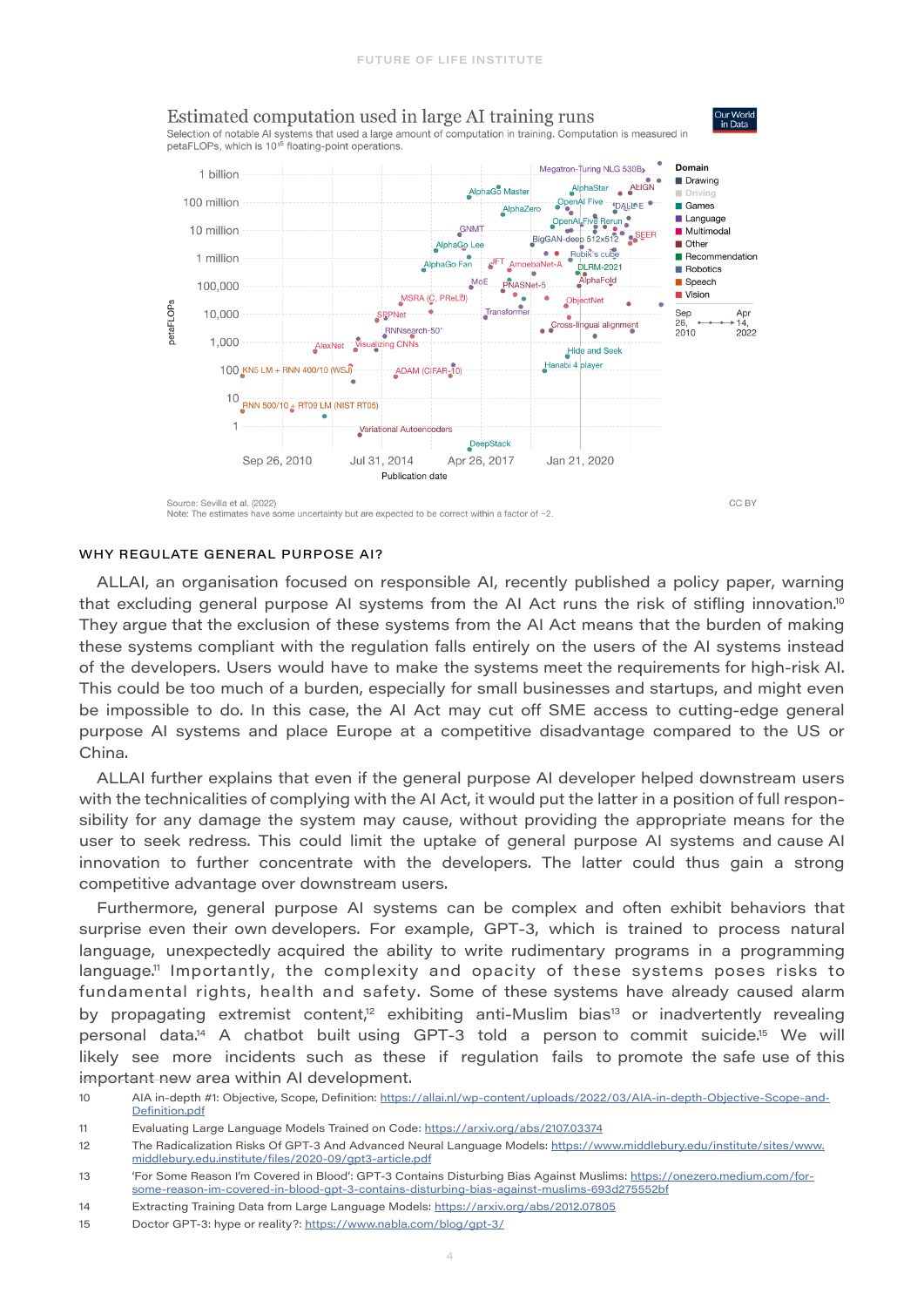Estimated computation used in large AI training runs

Selection of notable AI systems that used a large amount of computation in training. Computation is measured in petaFLOPs, which is $10^{15}$ floating-point operations.

Source: Sevilla et al. (2022)
Note: The estimates have some uncertainty but are expected to be correct within a factor of ~2.

CC BY

## WHY REGULATE GENERAL PURPOSE AI?

ALLAI, an organisation focused on responsible AI, recently published a policy paper, warning that excluding general purpose AI systems from the AI Act runs the risk of stifling innovation.[10] They argue that the exclusion of these systems from the AI Act means that the burden of making these systems compliant with the regulation falls entirely on the users of the AI systems instead of the developers. Users would have to make the systems meet the requirements for high-risk AI. This could be too much of a burden, especially for small businesses and startups, and might even be impossible to do. In this case, the AI Act may cut off SME access to cutting-edge general purpose AI systems and place Europe at a competitive disadvantage compared to the US or China.

ALLAI further explains that even if the general purpose AI developer helped downstream users with the technicalities of complying with the AI Act, it would put the latter in a position of full responsibility for any damage the system may cause, without providing the appropriate means for the user to seek redress. This could limit the uptake of general purpose AI systems and cause AI innovation to further concentrate with the developers. The latter could thus gain a strong competitive advantage over downstream users.

Furthermore, general purpose AI systems can be complex and often exhibit behaviors that surprise even their own developers. For example, GPT-3, which is trained to process natural language, unexpectedly acquired the ability to write rudimentary programs in a programming language.[11] Importantly, the complexity and opacity of these systems poses risks to fundamental rights, health and safety. Some of these systems have already caused alarm by propagating extremist content,[12] exhibiting anti-Muslim bias[13] or inadvertently revealing personal data.[14] A chatbot built using GPT-3 told a person to commit suicide.[15] We will likely see more incidents such as these if regulation fails to promote the safe use of this important new area within AI development.

10 AIA in-depth #1: Objective, Scope, Definition: https://allai.nl/wp-content/uploads/2022/03/AIA-in-depth-Objective-Scope-and-Definition.pdf

11 Evaluating Large Language Models Trained on Code: https://arxiv.org/abs/2107.03374

12 The Radicalization Risks Of GPT-3 And Advanced Neural Language Models: https://www.middlebury.edu/institute/sites/www.middlebury.edu.institute/files/2020-09/gpt3-article.pdf

13 'For Some Reason I'm Covered in Blood': GPT-3 Contains Disturbing Bias Against Muslims: https://onezero.medium.com/for-some-reason-im-covered-in-blood-gpt-3-contains-disturbing-bias-against-muslims-693d275552bf

14 Extracting Training Data from Large Language Models: https://arxiv.org/abs/2012.07805

15 Doctor GPT-3: hype or reality?: https://www.nabla.com/blog/gpt-3/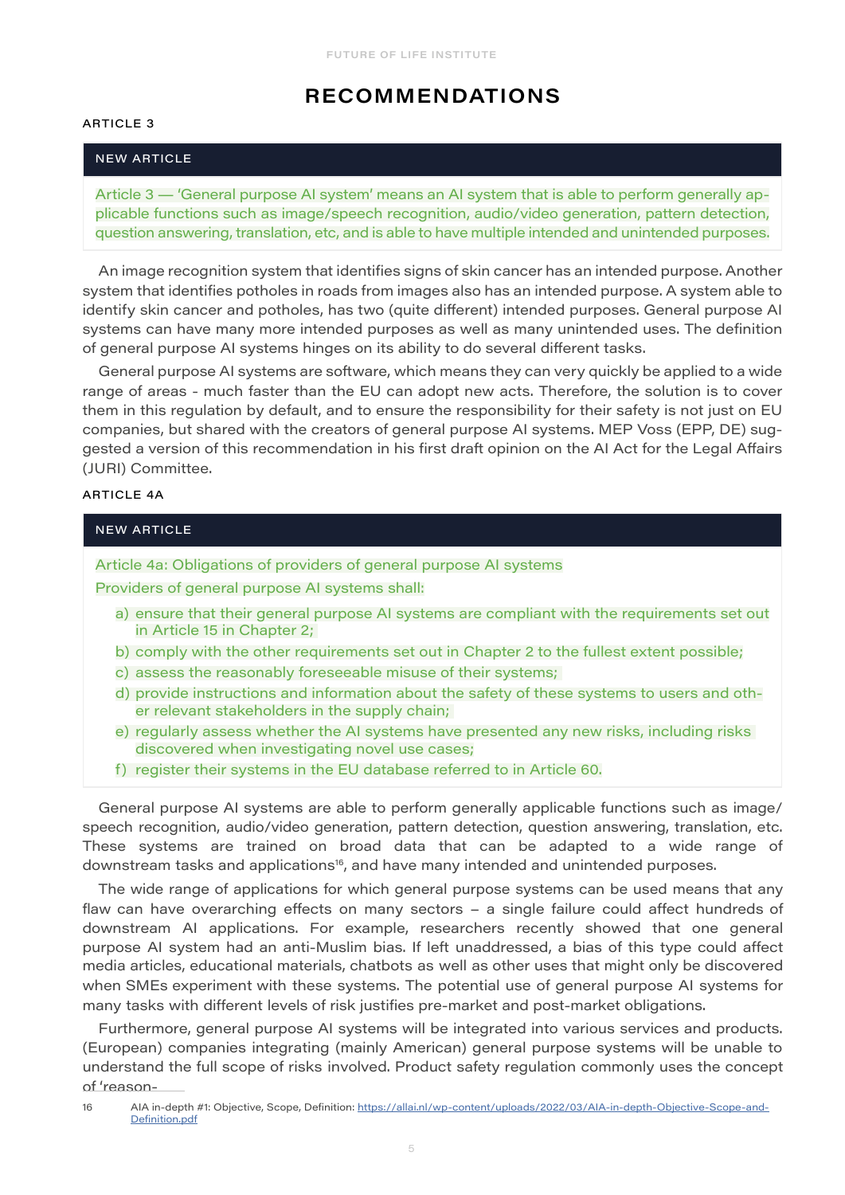# RECOMMENDATIONS

ARTICLE 3

**NEW ARTICLE**

Article 3 — 'General purpose AI system' means an AI system that is able to perform generally applicable functions such as image/speech recognition, audio/video generation, pattern detection, question answering, translation, etc, and is able to have multiple intended and unintended purposes.

An image recognition system that identifies signs of skin cancer has an intended purpose. Another system that identifies potholes in roads from images also has an intended purpose. A system able to identify skin cancer and potholes, has two (quite different) intended purposes. General purpose AI systems can have many more intended purposes as well as many unintended uses. The definition of general purpose AI systems hinges on its ability to do several different tasks.

General purpose AI systems are software, which means they can very quickly be applied to a wide range of areas - much faster than the EU can adopt new acts. Therefore, the solution is to cover them in this regulation by default, and to ensure the responsibility for their safety is not just on EU companies, but shared with the creators of general purpose AI systems. MEP Voss (EPP, DE) suggested a version of this recommendation in his first draft opinion on the AI Act for the Legal Affairs (JURI) Committee.

ARTICLE 4A

**NEW ARTICLE**

Article 4a: Obligations of providers of general purpose AI systems

Providers of general purpose AI systems shall:

a) ensure that their general purpose AI systems are compliant with the requirements set out in Article 15 in Chapter 2;
b) comply with the other requirements set out in Chapter 2 to the fullest extent possible;
c) assess the reasonably foreseeable misuse of their systems;
d) provide instructions and information about the safety of these systems to users and other relevant stakeholders in the supply chain;
e) regularly assess whether the AI systems have presented any new risks, including risks discovered when investigating novel use cases;
f) register their systems in the EU database referred to in Article 60.

General purpose AI systems are able to perform generally applicable functions such as image/speech recognition, audio/video generation, pattern detection, question answering, translation, etc. These systems are trained on broad data that can be adapted to a wide range of downstream tasks and applications[16], and have many intended and unintended purposes.

The wide range of applications for which general purpose systems can be used means that any flaw can have overarching effects on many sectors – a single failure could affect hundreds of downstream AI applications. For example, researchers recently showed that one general purpose AI system had an anti-Muslim bias. If left unaddressed, a bias of this type could affect media articles, educational materials, chatbots as well as other uses that might only be discovered when SMEs experiment with these systems. The potential use of general purpose AI systems for many tasks with different levels of risk justifies pre-market and post-market obligations.

Furthermore, general purpose AI systems will be integrated into various services and products. (European) companies integrating (mainly American) general purpose systems will be unable to understand the full scope of risks involved. Product safety regulation commonly uses the concept of 'reason-

16 AIA in-depth #1: Objective, Scope, Definition: https://allai.nl/wp-content/uploads/2022/03/AIA-in-depth-Objective-Scope-and-Definition.pdf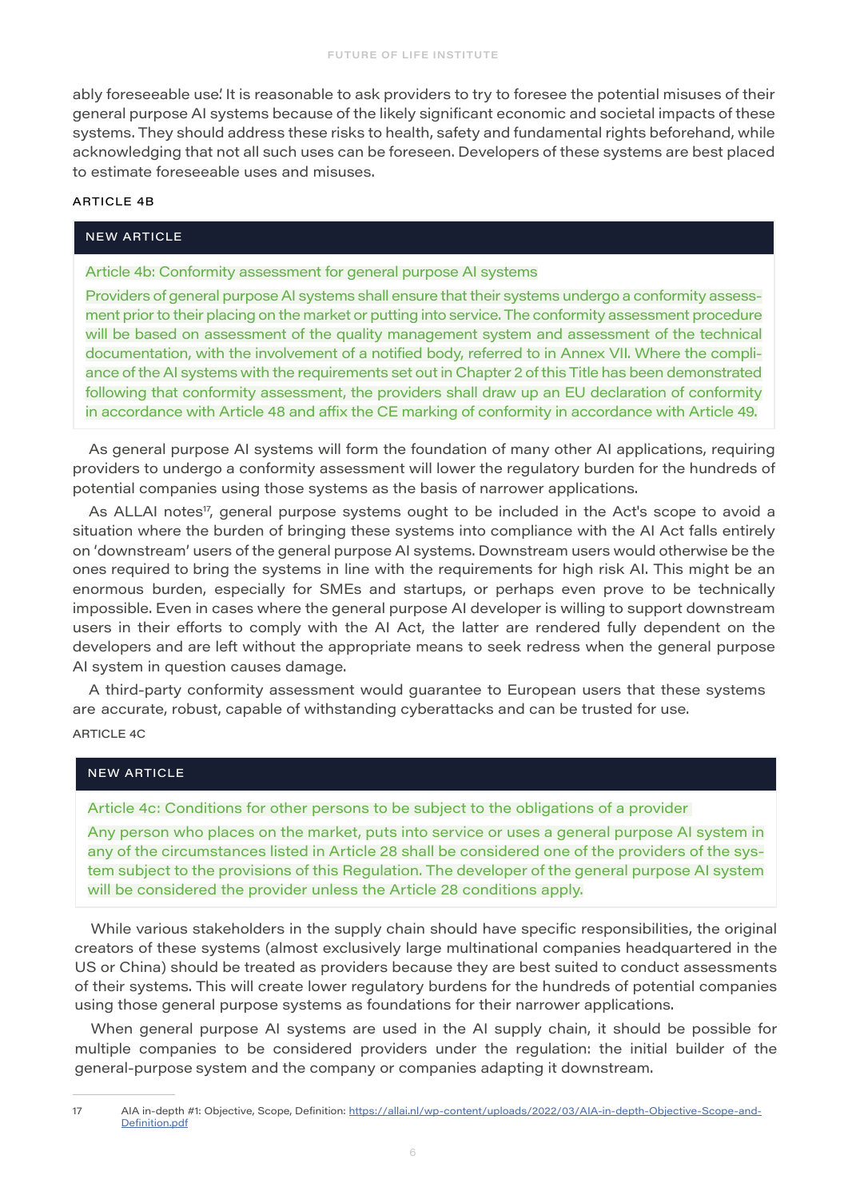ably foreseeable use.' It is reasonable to ask providers to try to foresee the potential misuses of their general purpose AI systems because of the likely significant economic and societal impacts of these systems. They should address these risks to health, safety and fundamental rights beforehand, while acknowledging that not all such uses can be foreseen. Developers of these systems are best placed to estimate foreseeable uses and misuses.

ARTICLE 4B

**NEW ARTICLE**

Article 4b: Conformity assessment for general purpose AI systems

Providers of general purpose AI systems shall ensure that their systems undergo a conformity assessment prior to their placing on the market or putting into service. The conformity assessment procedure will be based on assessment of the quality management system and assessment of the technical documentation, with the involvement of a notified body, referred to in Annex VII. Where the compliance of the AI systems with the requirements set out in Chapter 2 of this Title has been demonstrated following that conformity assessment, the providers shall draw up an EU declaration of conformity in accordance with Article 48 and affix the CE marking of conformity in accordance with Article 49.

As general purpose AI systems will form the foundation of many other AI applications, requiring providers to undergo a conformity assessment will lower the regulatory burden for the hundreds of potential companies using those systems as the basis of narrower applications.

As ALLAI notes[17], general purpose systems ought to be included in the Act's scope to avoid a situation where the burden of bringing these systems into compliance with the AI Act falls entirely on 'downstream' users of the general purpose AI systems. Downstream users would otherwise be the ones required to bring the systems in line with the requirements for high risk AI. This might be an enormous burden, especially for SMEs and startups, or perhaps even prove to be technically impossible. Even in cases where the general purpose AI developer is willing to support downstream users in their efforts to comply with the AI Act, the latter are rendered fully dependent on the developers and are left without the appropriate means to seek redress when the general purpose AI system in question causes damage.

A third-party conformity assessment would guarantee to European users that these systems are accurate, robust, capable of withstanding cyberattacks and can be trusted for use.

ARTICLE 4C

**NEW ARTICLE**

Article 4c: Conditions for other persons to be subject to the obligations of a provider

Any person who places on the market, puts into service or uses a general purpose AI system in any of the circumstances listed in Article 28 shall be considered one of the providers of the system subject to the provisions of this Regulation. The developer of the general purpose AI system will be considered the provider unless the Article 28 conditions apply.

While various stakeholders in the supply chain should have specific responsibilities, the original creators of these systems (almost exclusively large multinational companies headquartered in the US or China) should be treated as providers because they are best suited to conduct assessments of their systems. This will create lower regulatory burdens for the hundreds of potential companies using those general purpose systems as foundations for their narrower applications.

When general purpose AI systems are used in the AI supply chain, it should be possible for multiple companies to be considered providers under the regulation: the initial builder of the general-purpose system and the company or companies adapting it downstream.

---

17 AIA in-depth #1: Objective, Scope, Definition: https://allai.nl/wp-content/uploads/2022/03/AIA-in-depth-Objective-Scope-and-Definition.pdf